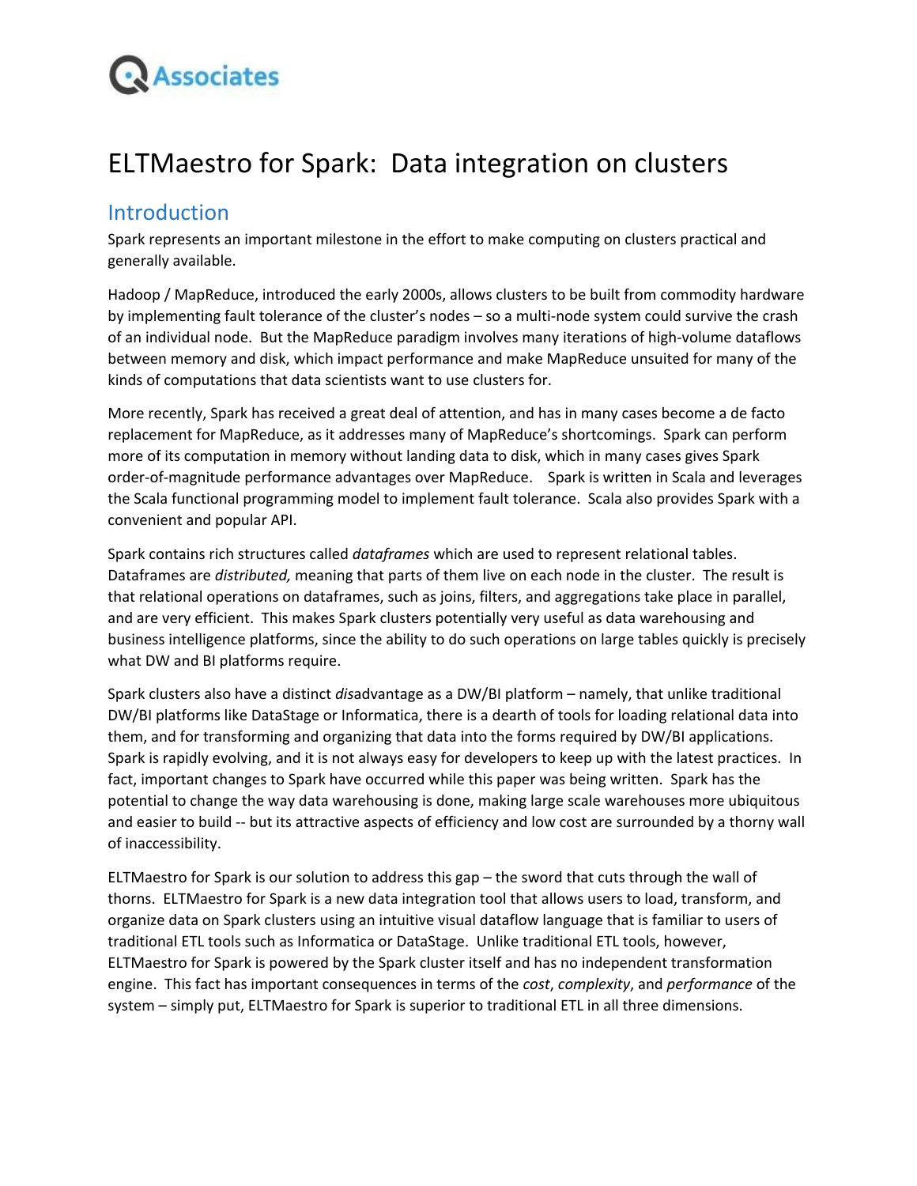# ELTMaestro for Spark: Data integration on clusters

## Introduction

Spark represents an important milestone in the effort to make computing on clusters practical and generally available.

Hadoop / MapReduce, introduced the early 2000s, allows clusters to be built from commodity hardware by implementing fault tolerance of the cluster's nodes – so a multi-node system could survive the crash of an individual node. But the MapReduce paradigm involves many iterations of high-volume dataflows between memory and disk, which impact performance and make MapReduce unsuited for many of the kinds of computations that data scientists want to use clusters for.

More recently, Spark has received a great deal of attention, and has in many cases become a de facto replacement for MapReduce, as it addresses many of MapReduce's shortcomings. Spark can perform more of its computation in memory without landing data to disk, which in many cases gives Spark order-of-magnitude performance advantages over MapReduce. Spark is written in Scala and leverages the Scala functional programming model to implement fault tolerance. Scala also provides Spark with a convenient and popular API.

Spark contains rich structures called *dataframes* which are used to represent relational tables. Dataframes are *distributed,* meaning that parts of them live on each node in the cluster. The result is that relational operations on dataframes, such as joins, filters, and aggregations take place in parallel, and are very efficient. This makes Spark clusters potentially very useful as data warehousing and business intelligence platforms, since the ability to do such operations on large tables quickly is precisely what DW and BI platforms require.

Spark clusters also have a distinct *dis*advantage as a DW/BI platform – namely, that unlike traditional DW/BI platforms like DataStage or Informatica, there is a dearth of tools for loading relational data into them, and for transforming and organizing that data into the forms required by DW/BI applications. Spark is rapidly evolving, and it is not always easy for developers to keep up with the latest practices. In fact, important changes to Spark have occurred while this paper was being written. Spark has the potential to change the way data warehousing is done, making large scale warehouses more ubiquitous and easier to build -- but its attractive aspects of efficiency and low cost are surrounded by a thorny wall of inaccessibility.

ELTMaestro for Spark is our solution to address this gap – the sword that cuts through the wall of thorns. ELTMaestro for Spark is a new data integration tool that allows users to load, transform, and organize data on Spark clusters using an intuitive visual dataflow language that is familiar to users of traditional ETL tools such as Informatica or DataStage. Unlike traditional ETL tools, however, ELTMaestro for Spark is powered by the Spark cluster itself and has no independent transformation engine. This fact has important consequences in terms of the *cost*, *complexity*, and *performance* of the system – simply put, ELTMaestro for Spark is superior to traditional ETL in all three dimensions.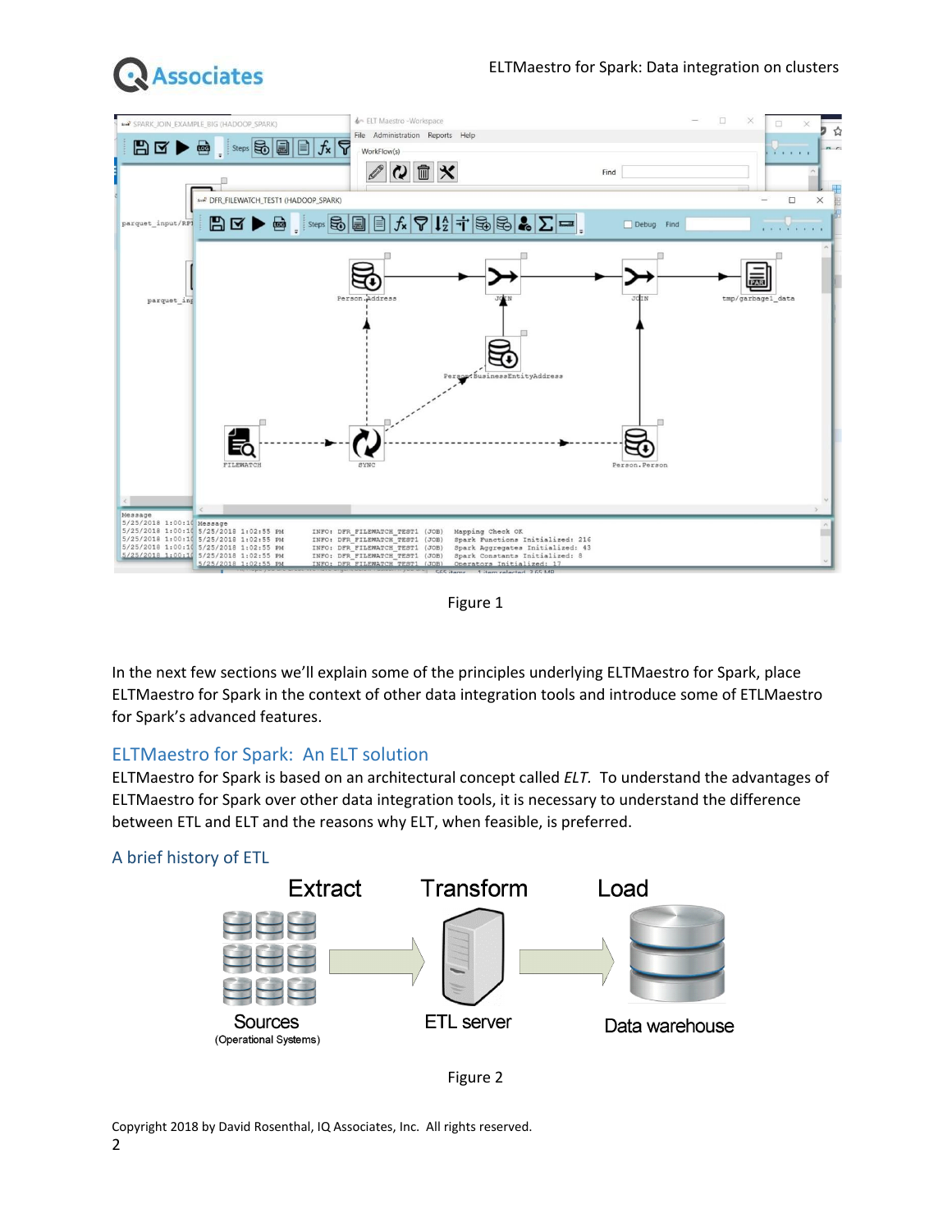Figure 1

In the next few sections we'll explain some of the principles underlying ELTMaestro for Spark, place ELTMaestro for Spark in the context of other data integration tools and introduce some of ETLMaestro for Spark's advanced features.

## ELTMaestro for Spark: An ELT solution

ELTMaestro for Spark is based on an architectural concept called *ELT.* To understand the advantages of ELTMaestro for Spark over other data integration tools, it is necessary to understand the difference between ETL and ELT and the reasons why ELT, when feasible, is preferred.

### A brief history of ETL

Figure 2

Copyright 2018 by David Rosenthal, IQ Associates, Inc. All rights reserved.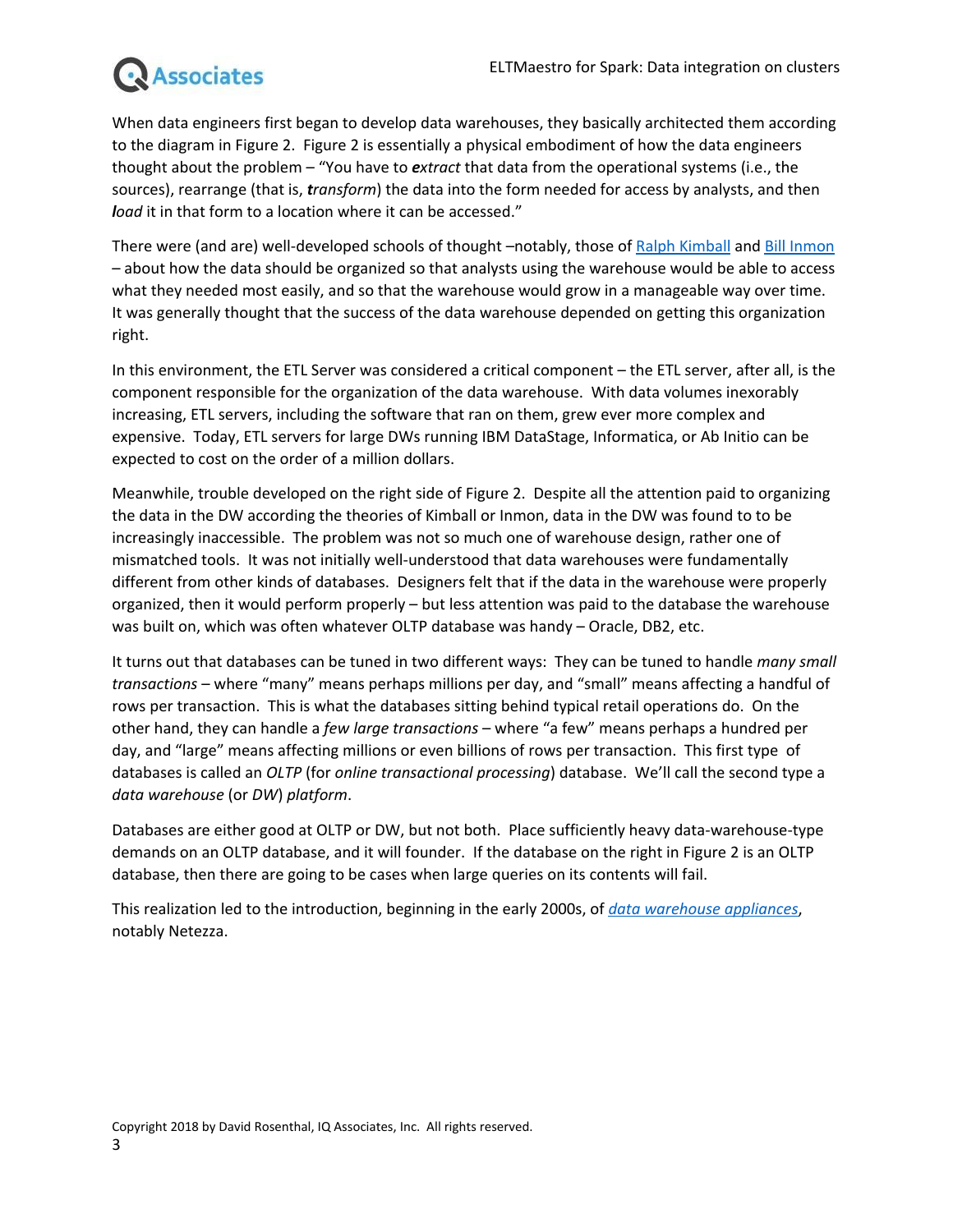When data engineers first began to develop data warehouses, they basically architected them according to the diagram in Figure 2. Figure 2 is essentially a physical embodiment of how the data engineers thought about the problem – "You have to ***e****xtract* that data from the operational systems (i.e., the sources), rearrange (that is, ***t****ransform*) the data into the form needed for access by analysts, and then ***l****oad* it in that form to a location where it can be accessed."

There were (and are) well-developed schools of thought –notably, those of [Ralph Kimball]() and [Bill Inmon]() – about how the data should be organized so that analysts using the warehouse would be able to access what they needed most easily, and so that the warehouse would grow in a manageable way over time. It was generally thought that the success of the data warehouse depended on getting this organization right.

In this environment, the ETL Server was considered a critical component – the ETL server, after all, is the component responsible for the organization of the data warehouse. With data volumes inexorably increasing, ETL servers, including the software that ran on them, grew ever more complex and expensive. Today, ETL servers for large DWs running IBM DataStage, Informatica, or Ab Initio can be expected to cost on the order of a million dollars.

Meanwhile, trouble developed on the right side of Figure 2. Despite all the attention paid to organizing the data in the DW according the theories of Kimball or Inmon, data in the DW was found to to be increasingly inaccessible. The problem was not so much one of warehouse design, rather one of mismatched tools. It was not initially well-understood that data warehouses were fundamentally different from other kinds of databases. Designers felt that if the data in the warehouse were properly organized, then it would perform properly – but less attention was paid to the database the warehouse was built on, which was often whatever OLTP database was handy – Oracle, DB2, etc.

It turns out that databases can be tuned in two different ways: They can be tuned to handle *many small transactions* – where "many" means perhaps millions per day, and "small" means affecting a handful of rows per transaction. This is what the databases sitting behind typical retail operations do. On the other hand, they can handle a *few large transactions* – where "a few" means perhaps a hundred per day, and "large" means affecting millions or even billions of rows per transaction. This first type of databases is called an *OLTP* (for *online transactional processing*) database. We'll call the second type a *data warehouse* (or *DW*) *platform*.

Databases are either good at OLTP or DW, but not both. Place sufficiently heavy data-warehouse-type demands on an OLTP database, and it will founder. If the database on the right in Figure 2 is an OLTP database, then there are going to be cases when large queries on its contents will fail.

This realization led to the introduction, beginning in the early 2000s, of [*data warehouse appliances*](), notably Netezza.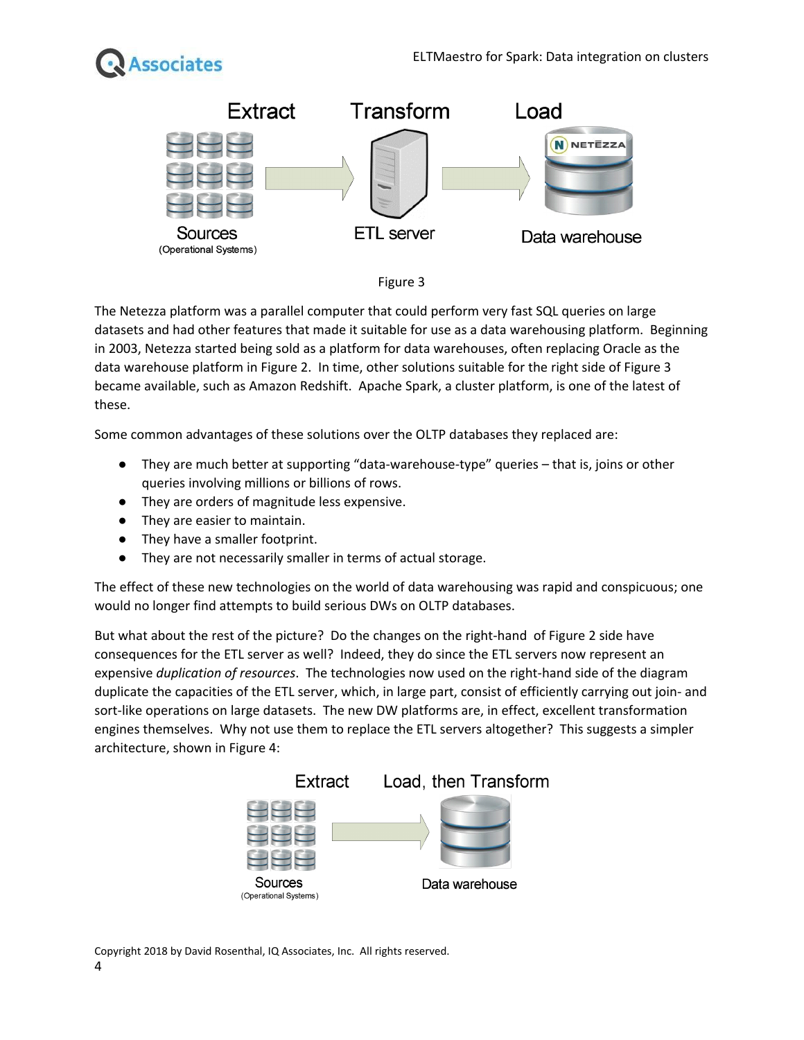Figure 3

The Netezza platform was a parallel computer that could perform very fast SQL queries on large datasets and had other features that made it suitable for use as a data warehousing platform. Beginning in 2003, Netezza started being sold as a platform for data warehouses, often replacing Oracle as the data warehouse platform in Figure 2. In time, other solutions suitable for the right side of Figure 3 became available, such as Amazon Redshift. Apache Spark, a cluster platform, is one of the latest of these.

Some common advantages of these solutions over the OLTP databases they replaced are:

- They are much better at supporting "data-warehouse-type" queries – that is, joins or other queries involving millions or billions of rows.
- They are orders of magnitude less expensive.
- They are easier to maintain.
- They have a smaller footprint.
- They are not necessarily smaller in terms of actual storage.

The effect of these new technologies on the world of data warehousing was rapid and conspicuous; one would no longer find attempts to build serious DWs on OLTP databases.

But what about the rest of the picture? Do the changes on the right-hand of Figure 2 side have consequences for the ETL server as well? Indeed, they do since the ETL servers now represent an expensive *duplication of resources*. The technologies now used on the right-hand side of the diagram duplicate the capacities of the ETL server, which, in large part, consist of efficiently carrying out join- and sort-like operations on large datasets. The new DW platforms are, in effect, excellent transformation engines themselves. Why not use them to replace the ETL servers altogether? This suggests a simpler architecture, shown in Figure 4: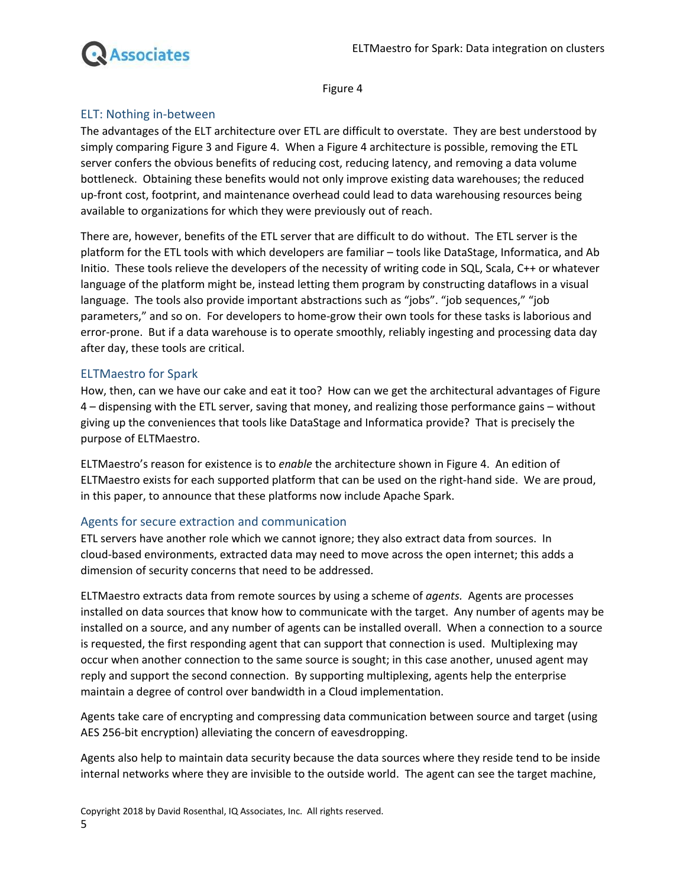Figure 4

## ELT: Nothing in-between

The advantages of the ELT architecture over ETL are difficult to overstate. They are best understood by simply comparing Figure 3 and Figure 4. When a Figure 4 architecture is possible, removing the ETL server confers the obvious benefits of reducing cost, reducing latency, and removing a data volume bottleneck. Obtaining these benefits would not only improve existing data warehouses; the reduced up-front cost, footprint, and maintenance overhead could lead to data warehousing resources being available to organizations for which they were previously out of reach.

There are, however, benefits of the ETL server that are difficult to do without. The ETL server is the platform for the ETL tools with which developers are familiar – tools like DataStage, Informatica, and Ab Initio. These tools relieve the developers of the necessity of writing code in SQL, Scala, C++ or whatever language of the platform might be, instead letting them program by constructing dataflows in a visual language. The tools also provide important abstractions such as "jobs". "job sequences," "job parameters," and so on. For developers to home-grow their own tools for these tasks is laborious and error-prone. But if a data warehouse is to operate smoothly, reliably ingesting and processing data day after day, these tools are critical.

## ELTMaestro for Spark

How, then, can we have our cake and eat it too? How can we get the architectural advantages of Figure 4 – dispensing with the ETL server, saving that money, and realizing those performance gains – without giving up the conveniences that tools like DataStage and Informatica provide? That is precisely the purpose of ELTMaestro.

ELTMaestro's reason for existence is to *enable* the architecture shown in Figure 4. An edition of ELTMaestro exists for each supported platform that can be used on the right-hand side. We are proud, in this paper, to announce that these platforms now include Apache Spark.

## Agents for secure extraction and communication

ETL servers have another role which we cannot ignore; they also extract data from sources. In cloud-based environments, extracted data may need to move across the open internet; this adds a dimension of security concerns that need to be addressed.

ELTMaestro extracts data from remote sources by using a scheme of *agents.* Agents are processes installed on data sources that know how to communicate with the target. Any number of agents may be installed on a source, and any number of agents can be installed overall. When a connection to a source is requested, the first responding agent that can support that connection is used. Multiplexing may occur when another connection to the same source is sought; in this case another, unused agent may reply and support the second connection. By supporting multiplexing, agents help the enterprise maintain a degree of control over bandwidth in a Cloud implementation.

Agents take care of encrypting and compressing data communication between source and target (using AES 256-bit encryption) alleviating the concern of eavesdropping.

Agents also help to maintain data security because the data sources where they reside tend to be inside internal networks where they are invisible to the outside world. The agent can see the target machine,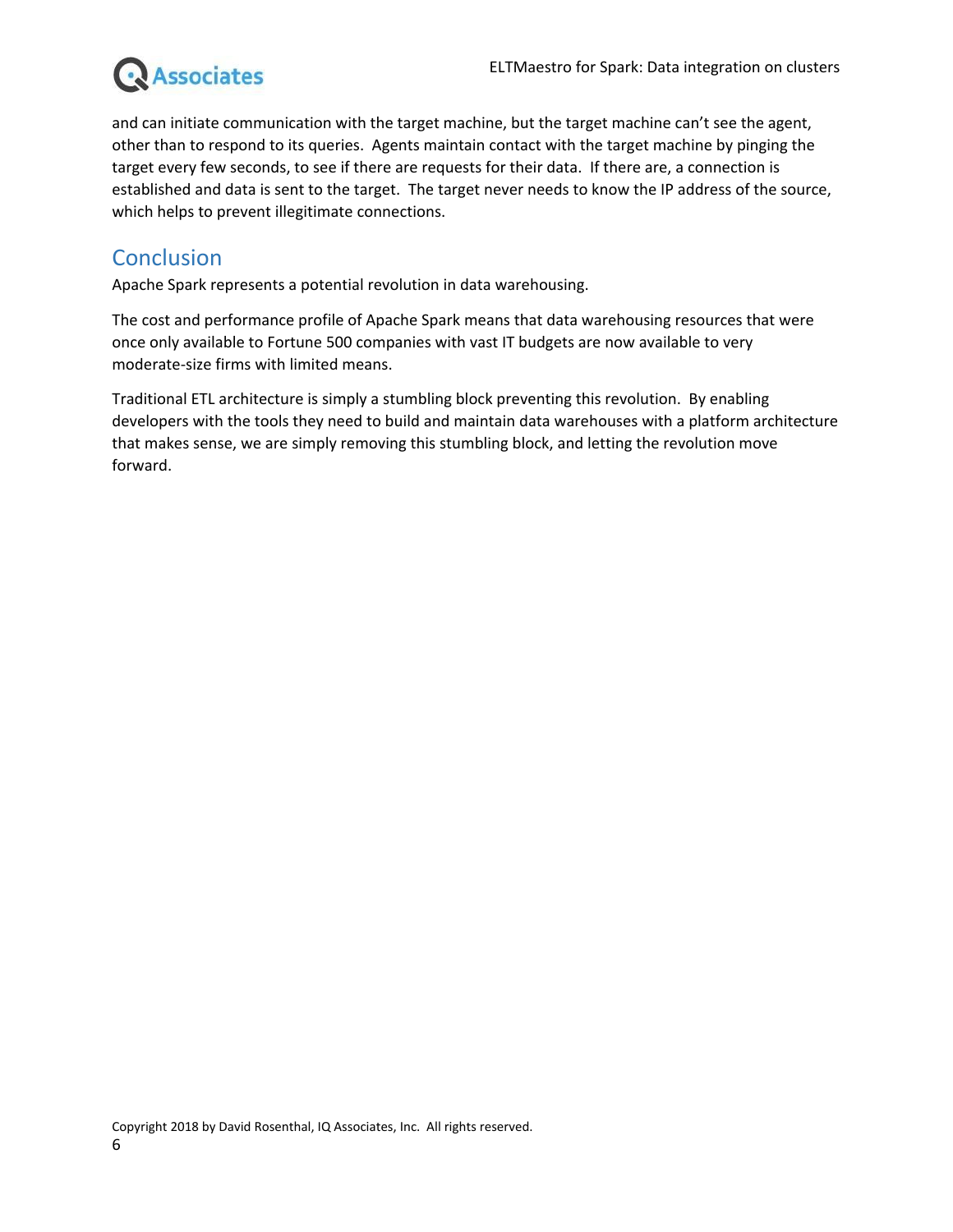and can initiate communication with the target machine, but the target machine can't see the agent, other than to respond to its queries. Agents maintain contact with the target machine by pinging the target every few seconds, to see if there are requests for their data. If there are, a connection is established and data is sent to the target. The target never needs to know the IP address of the source, which helps to prevent illegitimate connections.

## Conclusion

Apache Spark represents a potential revolution in data warehousing.

The cost and performance profile of Apache Spark means that data warehousing resources that were once only available to Fortune 500 companies with vast IT budgets are now available to very moderate-size firms with limited means.

Traditional ETL architecture is simply a stumbling block preventing this revolution. By enabling developers with the tools they need to build and maintain data warehouses with a platform architecture that makes sense, we are simply removing this stumbling block, and letting the revolution move forward.